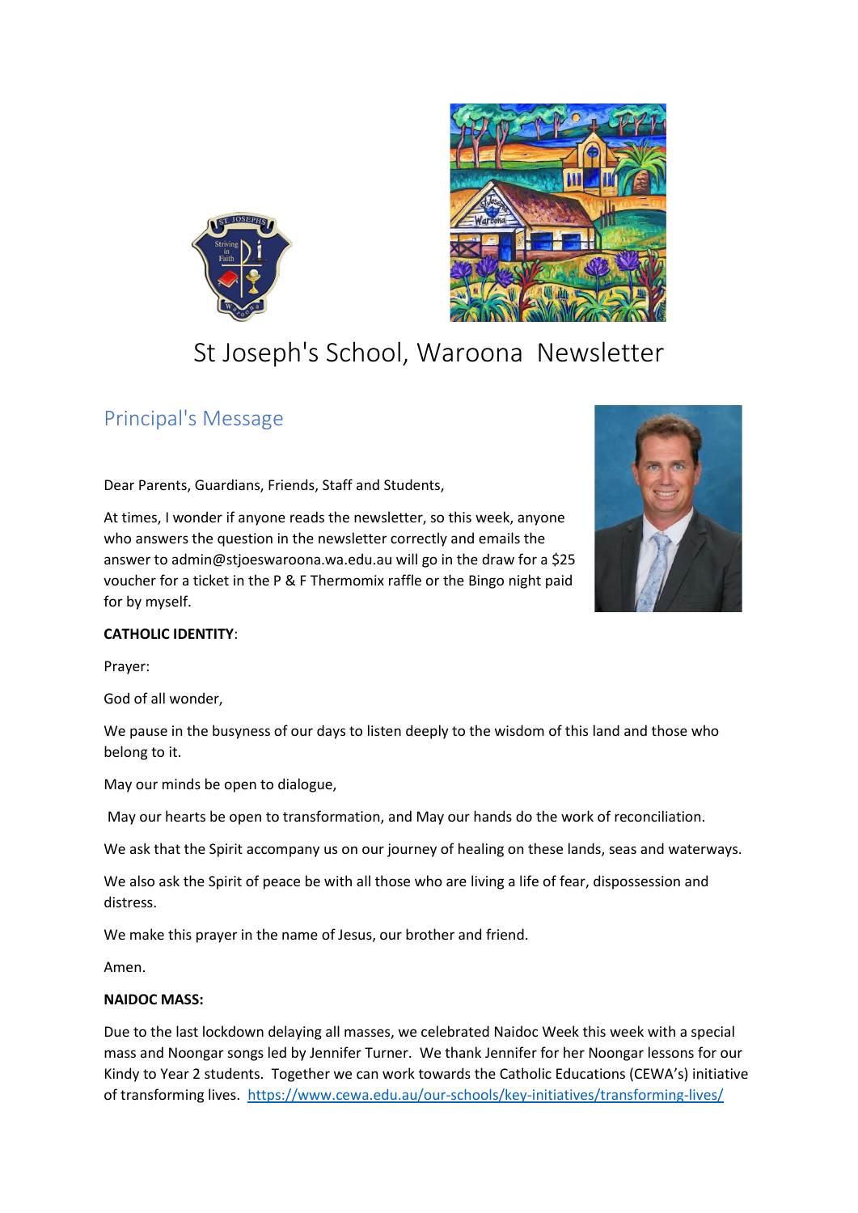# St Joseph's School, Waroona  Newsletter

## Principal's Message

Dear Parents, Guardians, Friends, Staff and Students,

At times, I wonder if anyone reads the newsletter, so this week, anyone who answers the question in the newsletter correctly and emails the answer to admin@stjoeswaroona.wa.edu.au will go in the draw for a $25 voucher for a ticket in the P & F Thermomix raffle or the Bingo night paid for by myself.

**CATHOLIC IDENTITY**:

Prayer:

God of all wonder,

We pause in the busyness of our days to listen deeply to the wisdom of this land and those who belong to it.

May our minds be open to dialogue,

May our hearts be open to transformation, and May our hands do the work of reconciliation.

We ask that the Spirit accompany us on our journey of healing on these lands, seas and waterways.

We also ask the Spirit of peace be with all those who are living a life of fear, dispossession and distress.

We make this prayer in the name of Jesus, our brother and friend.

Amen.

**NAIDOC MASS:**

Due to the last lockdown delaying all masses, we celebrated Naidoc Week this week with a special mass and Noongar songs led by Jennifer Turner. We thank Jennifer for her Noongar lessons for our Kindy to Year 2 students. Together we can work towards the Catholic Educations (CEWA's) initiative of transforming lives. https://www.cewa.edu.au/our-schools/key-initiatives/transforming-lives/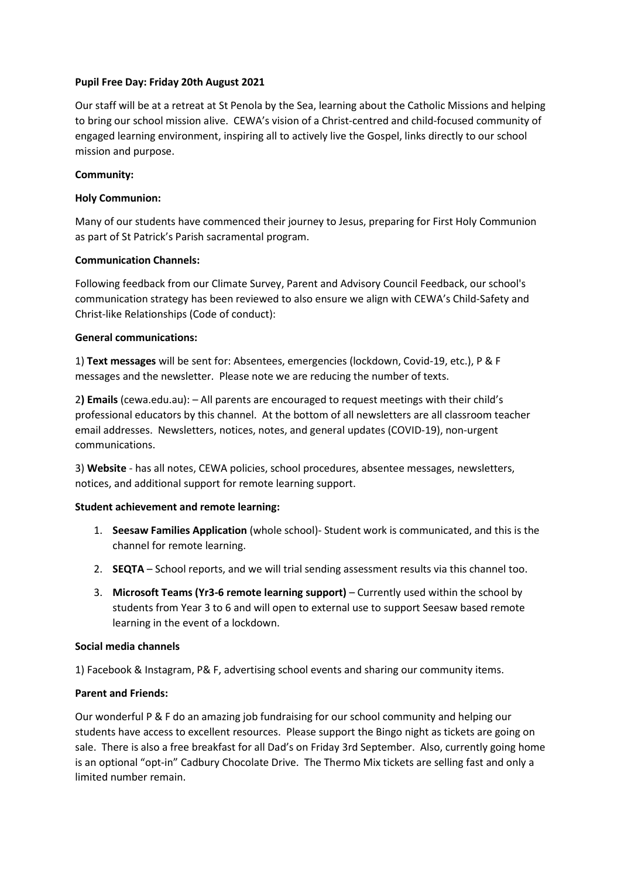**Pupil Free Day: Friday 20th August 2021**

Our staff will be at a retreat at St Penola by the Sea, learning about the Catholic Missions and helping to bring our school mission alive. CEWA's vision of a Christ-centred and child-focused community of engaged learning environment, inspiring all to actively live the Gospel, links directly to our school mission and purpose.

**Community:**

**Holy Communion:**

Many of our students have commenced their journey to Jesus, preparing for First Holy Communion as part of St Patrick's Parish sacramental program.

**Communication Channels:**

Following feedback from our Climate Survey, Parent and Advisory Council Feedback, our school's communication strategy has been reviewed to also ensure we align with CEWA's Child-Safety and Christ-like Relationships (Code of conduct):

**General communications:**

1) **Text messages** will be sent for: Absentees, emergencies (lockdown, Covid-19, etc.), P & F messages and the newsletter. Please note we are reducing the number of texts.

2**) Emails** (cewa.edu.au): – All parents are encouraged to request meetings with their child's professional educators by this channel. At the bottom of all newsletters are all classroom teacher email addresses. Newsletters, notices, notes, and general updates (COVID-19), non-urgent communications.

3) **Website** - has all notes, CEWA policies, school procedures, absentee messages, newsletters, notices, and additional support for remote learning support.

**Student achievement and remote learning:**

1. **Seesaw Families Application** (whole school)- Student work is communicated, and this is the channel for remote learning.
2. **SEQTA** – School reports, and we will trial sending assessment results via this channel too.
3. **Microsoft Teams (Yr3-6 remote learning support)** – Currently used within the school by students from Year 3 to 6 and will open to external use to support Seesaw based remote learning in the event of a lockdown.

**Social media channels**

1) Facebook & Instagram, P& F, advertising school events and sharing our community items.

**Parent and Friends:**

Our wonderful P & F do an amazing job fundraising for our school community and helping our students have access to excellent resources. Please support the Bingo night as tickets are going on sale. There is also a free breakfast for all Dad's on Friday 3rd September. Also, currently going home is an optional "opt-in" Cadbury Chocolate Drive. The Thermo Mix tickets are selling fast and only a limited number remain.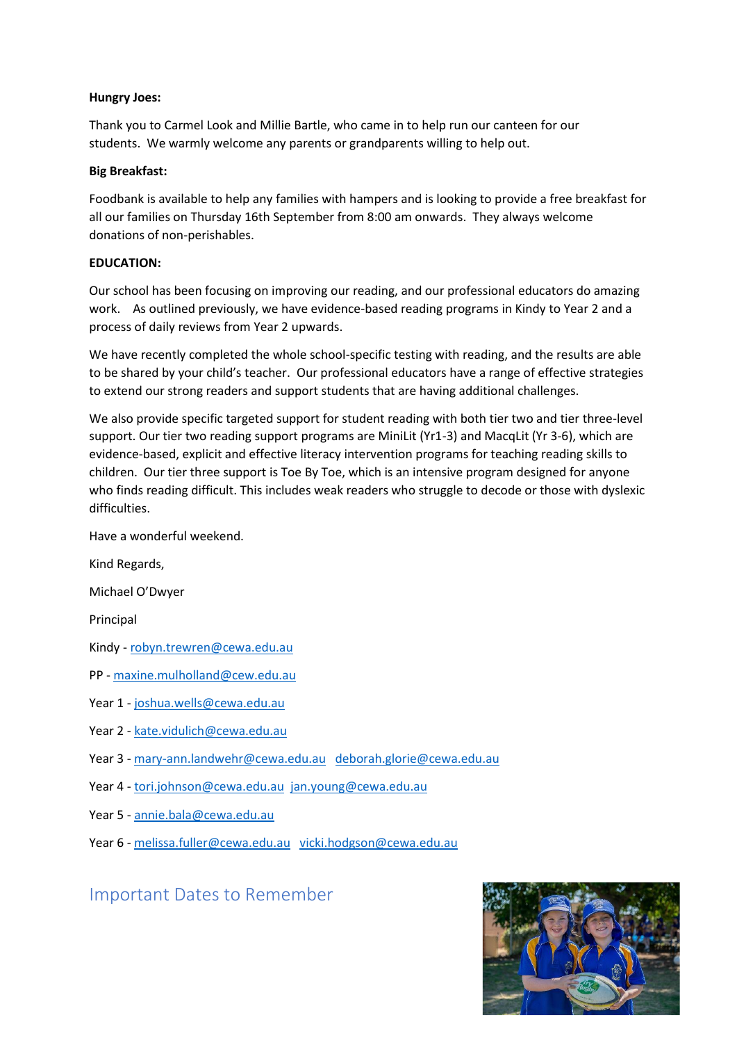**Hungry Joes:**

Thank you to Carmel Look and Millie Bartle, who came in to help run our canteen for our students. We warmly welcome any parents or grandparents willing to help out.

**Big Breakfast:**

Foodbank is available to help any families with hampers and is looking to provide a free breakfast for all our families on Thursday 16th September from 8:00 am onwards. They always welcome donations of non-perishables.

**EDUCATION:**

Our school has been focusing on improving our reading, and our professional educators do amazing work. As outlined previously, we have evidence-based reading programs in Kindy to Year 2 and a process of daily reviews from Year 2 upwards.

We have recently completed the whole school-specific testing with reading, and the results are able to be shared by your child's teacher. Our professional educators have a range of effective strategies to extend our strong readers and support students that are having additional challenges.

We also provide specific targeted support for student reading with both tier two and tier three-level support. Our tier two reading support programs are MiniLit (Yr1-3) and MacqLit (Yr 3-6), which are evidence-based, explicit and effective literacy intervention programs for teaching reading skills to children. Our tier three support is Toe By Toe, which is an intensive program designed for anyone who finds reading difficult. This includes weak readers who struggle to decode or those with dyslexic difficulties.

Have a wonderful weekend.

Kind Regards,

Michael O'Dwyer

Principal

Kindy - robyn.trewren@cewa.edu.au

PP - maxine.mulholland@cew.edu.au

Year 1 - joshua.wells@cewa.edu.au

Year 2 - kate.vidulich@cewa.edu.au

Year 3 - mary-ann.landwehr@cewa.edu.au deborah.glorie@cewa.edu.au

Year 4 - tori.johnson@cewa.edu.au jan.young@cewa.edu.au

Year 5 - annie.bala@cewa.edu.au

Year 6 - melissa.fuller@cewa.edu.au vicki.hodgson@cewa.edu.au

## Important Dates to Remember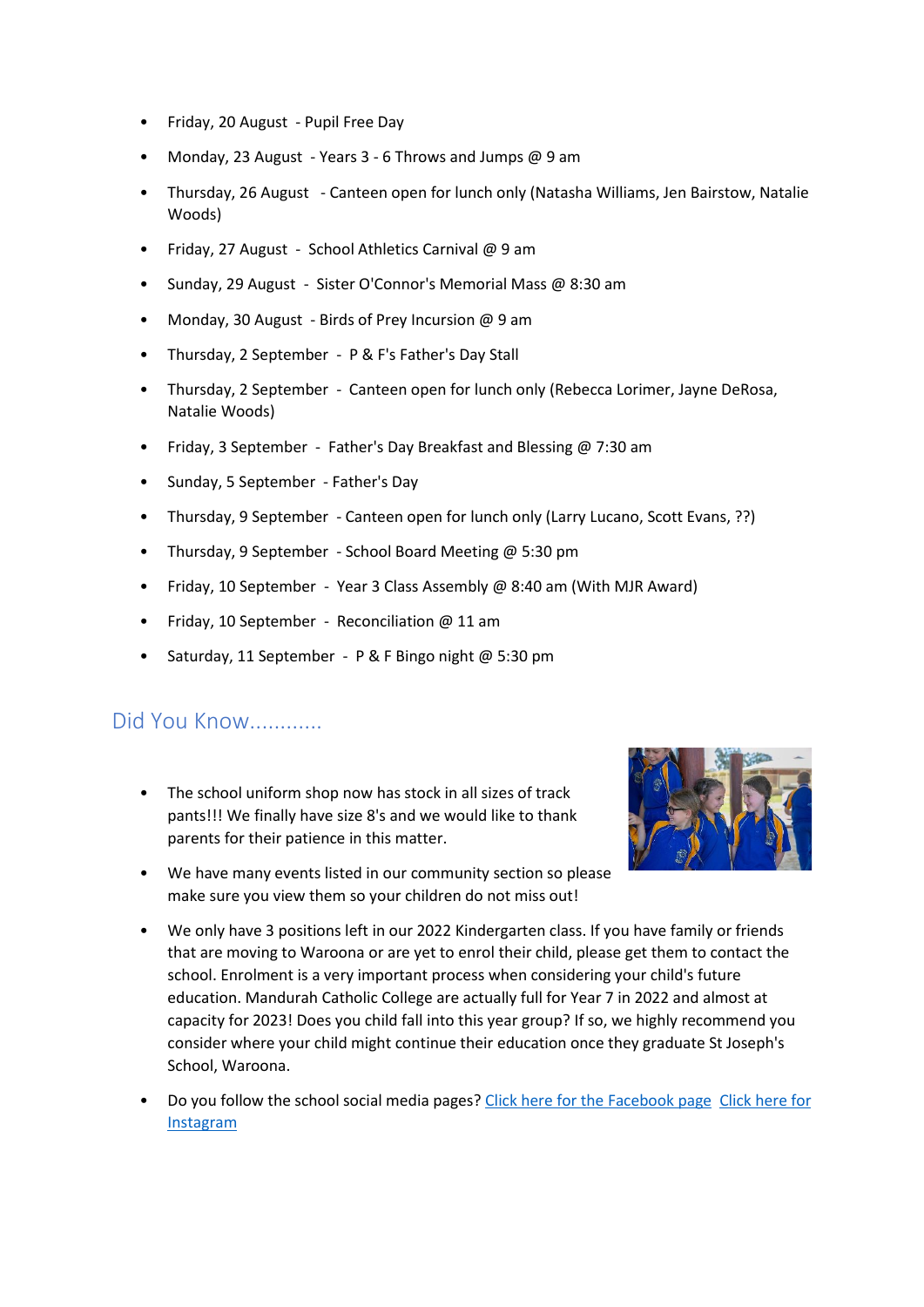- Friday, 20 August - Pupil Free Day
- Monday, 23 August - Years 3 - 6 Throws and Jumps @ 9 am
- Thursday, 26 August - Canteen open for lunch only (Natasha Williams, Jen Bairstow, Natalie Woods)
- Friday, 27 August - School Athletics Carnival @ 9 am
- Sunday, 29 August - Sister O'Connor's Memorial Mass @ 8:30 am
- Monday, 30 August - Birds of Prey Incursion @ 9 am
- Thursday, 2 September - P & F's Father's Day Stall
- Thursday, 2 September - Canteen open for lunch only (Rebecca Lorimer, Jayne DeRosa, Natalie Woods)
- Friday, 3 September - Father's Day Breakfast and Blessing @ 7:30 am
- Sunday, 5 September - Father's Day
- Thursday, 9 September - Canteen open for lunch only (Larry Lucano, Scott Evans, ??)
- Thursday, 9 September - School Board Meeting @ 5:30 pm
- Friday, 10 September - Year 3 Class Assembly @ 8:40 am (With MJR Award)
- Friday, 10 September - Reconciliation @ 11 am
- Saturday, 11 September - P & F Bingo night @ 5:30 pm

## Did You Know............

- The school uniform shop now has stock in all sizes of track pants!!! We finally have size 8's and we would like to thank parents for their patience in this matter.
- We have many events listed in our community section so please make sure you view them so your children do not miss out!
- We only have 3 positions left in our 2022 Kindergarten class. If you have family or friends that are moving to Waroona or are yet to enrol their child, please get them to contact the school. Enrolment is a very important process when considering your child's future education. Mandurah Catholic College are actually full for Year 7 in 2022 and almost at capacity for 2023! Does you child fall into this year group? If so, we highly recommend you consider where your child might continue their education once they graduate St Joseph's School, Waroona.
- Do you follow the school social media pages? [Click here for the Facebook page] [Click here for Instagram]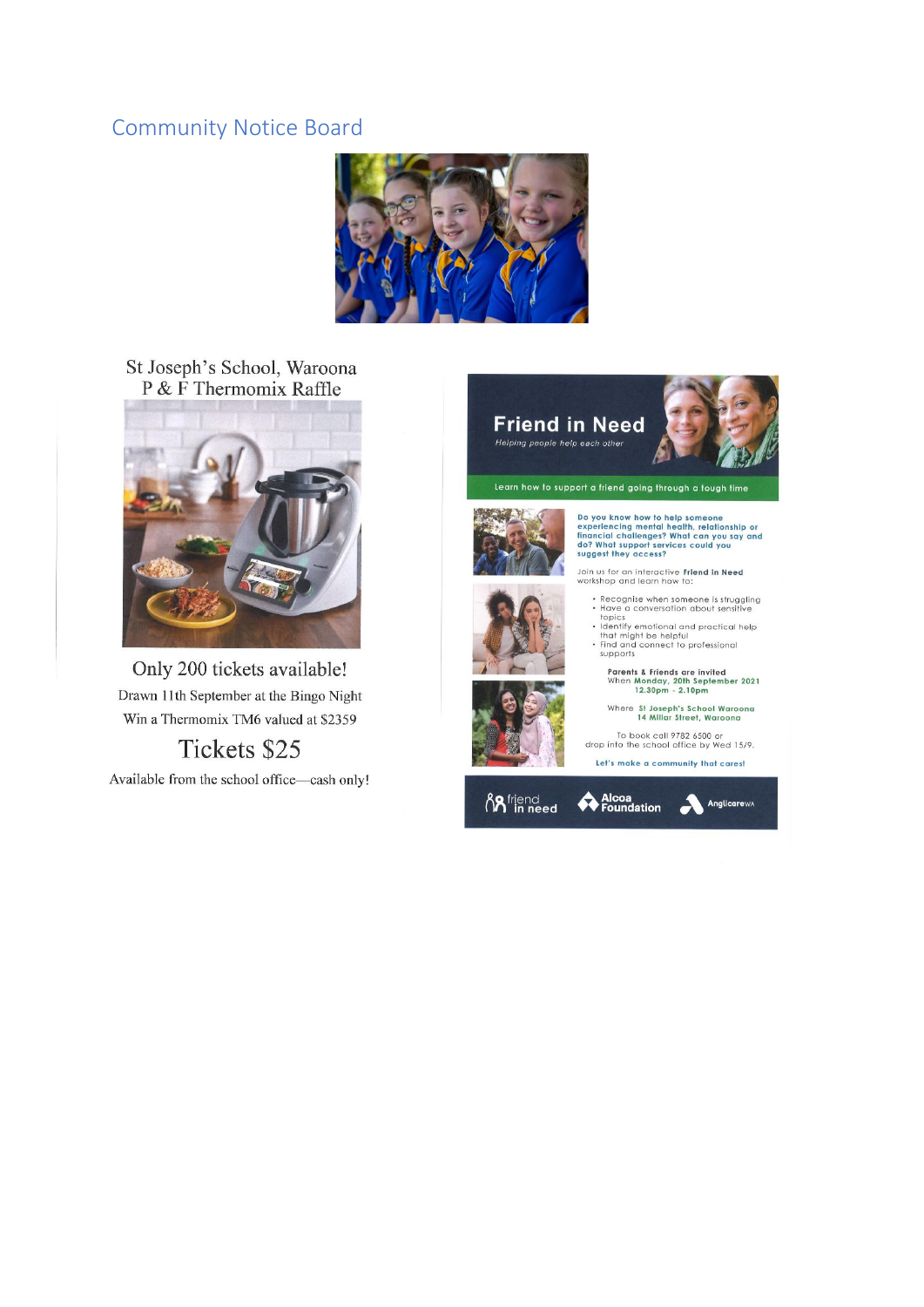## Community Notice Board

### St Joseph's School, Waroona
### P & F Thermomix Raffle

**Only 200 tickets available!**

Drawn 11th September at the Bingo Night

Win a Thermomix TM6 valued at $2359

**Tickets $25**

Available from the school office—cash only!

---

# Friend in Need

*Helping people help each other*

**Learn how to support a friend going through a tough time**

**Do you know how to help someone experiencing mental health, relationship or financial challenges? What can you say and do? What support services could you suggest they access?**

Join us for an interactive **Friend in Need** workshop and learn how to:

- Recognise when someone is struggling
- Have a conversation about sensitive topics
- Identify emotional and practical help that might be helpful
- Find and connect to professional supports

**Parents & Friends are invited**

When **Monday, 20th September 2021 12.30pm - 2.10pm**

Where **St Joseph's School Waroona 14 Millar Street, Waroona**

To book call 9782 6500 or drop into the school office by Wed 15/9.

**Let's make a community that cares!**

friend in need | Alcoa Foundation | AnglicareWA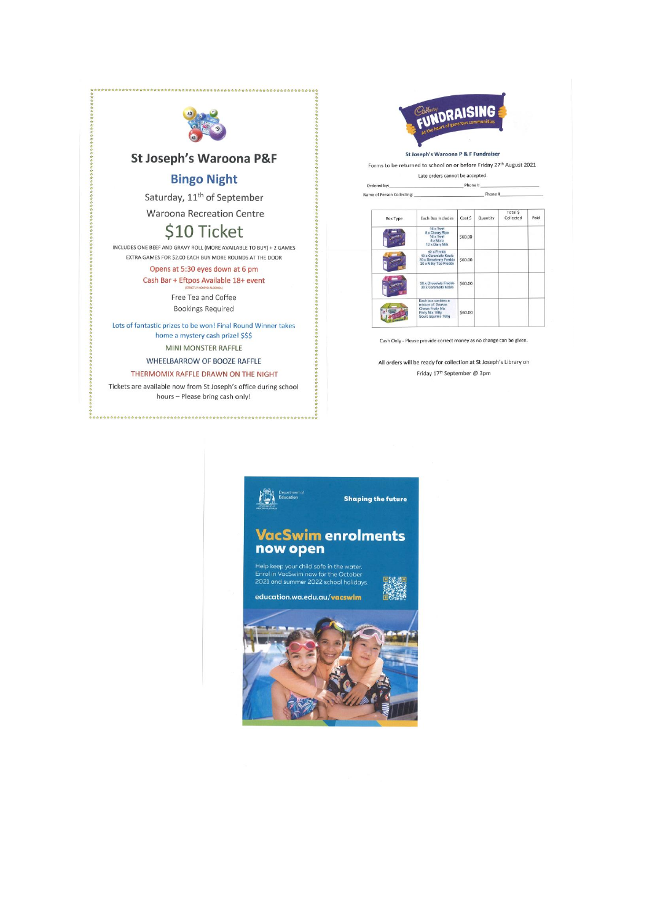## St Joseph's Waroona P&F

### Bingo Night

Saturday, 11th of September

Waroona Recreation Centre

## $10 Ticket

INCLUDES ONE BEEF AND GRAVY ROLL (MORE AVAILABLE TO BUY) + 2 GAMES

EXTRA GAMES FOR $2.00 EACH BUY MORE ROUNDS AT THE DOOR

Opens at 5:30 eyes down at 6 pm

Cash Bar + Eftpos Available 18+ event

(STRICTLY NO BYO ALCOHOL)

Free Tea and Coffee

Bookings Required

Lots of fantastic prizes to be won! Final Round Winner takes home a mystery cash prize! $$$

MINI MONSTER RAFFLE

WHEELBARROW OF BOOZE RAFFLE

THERMOMIX RAFFLE DRAWN ON THE NIGHT

Tickets are available now from St Joseph's office during school hours – Please bring cash only!

---

Cadbury FUNDRAISING — At the heart of generous communities

**St Joseph's Waroona P & F Fundraiser**

Forms to be returned to school on or before Friday 27th August 2021

Late orders cannot be accepted.

Ordered by: ____________________ Phone # ____________________

Name of Person Collecting: ____________________ Phone # ____________________

| Box Type | Each Box Includes | Cost $ | Quantity | Total $ Collected | Paid |
|---|---|---|---|---|---|
| | 16 x Twirl, 8 x Cherry Ripe, 16 x Twirl, 8 x Moro, 12 x Dairy Milk | $60.00 | | | |
| | 40 x Freddo, 40 x Caramello Koala, 20 x Strawberry Freddo, 20 x Milky Top Freddo | $60.00 | | | |
| | 30 x Chocolate Freddo, 30 x Caramello Koala | $60.00 | | | |
| | Each box contains a mixture of: Snakes, Chews Fruity Mix, Party Mix 180g, Sours Squares 180g | $60.00 | | | |

Cash Only - Please provide correct money as no change can be given.

All orders will be ready for collection at St Joseph's Library on Friday 17th September @ 3pm

---

Department of Education — Shaping the future

## VacSwim enrolments now open

Help keep your child safe in the water. Enrol in VacSwim now for the October 2021 and summer 2022 school holidays.

education.wa.edu.au/vacswim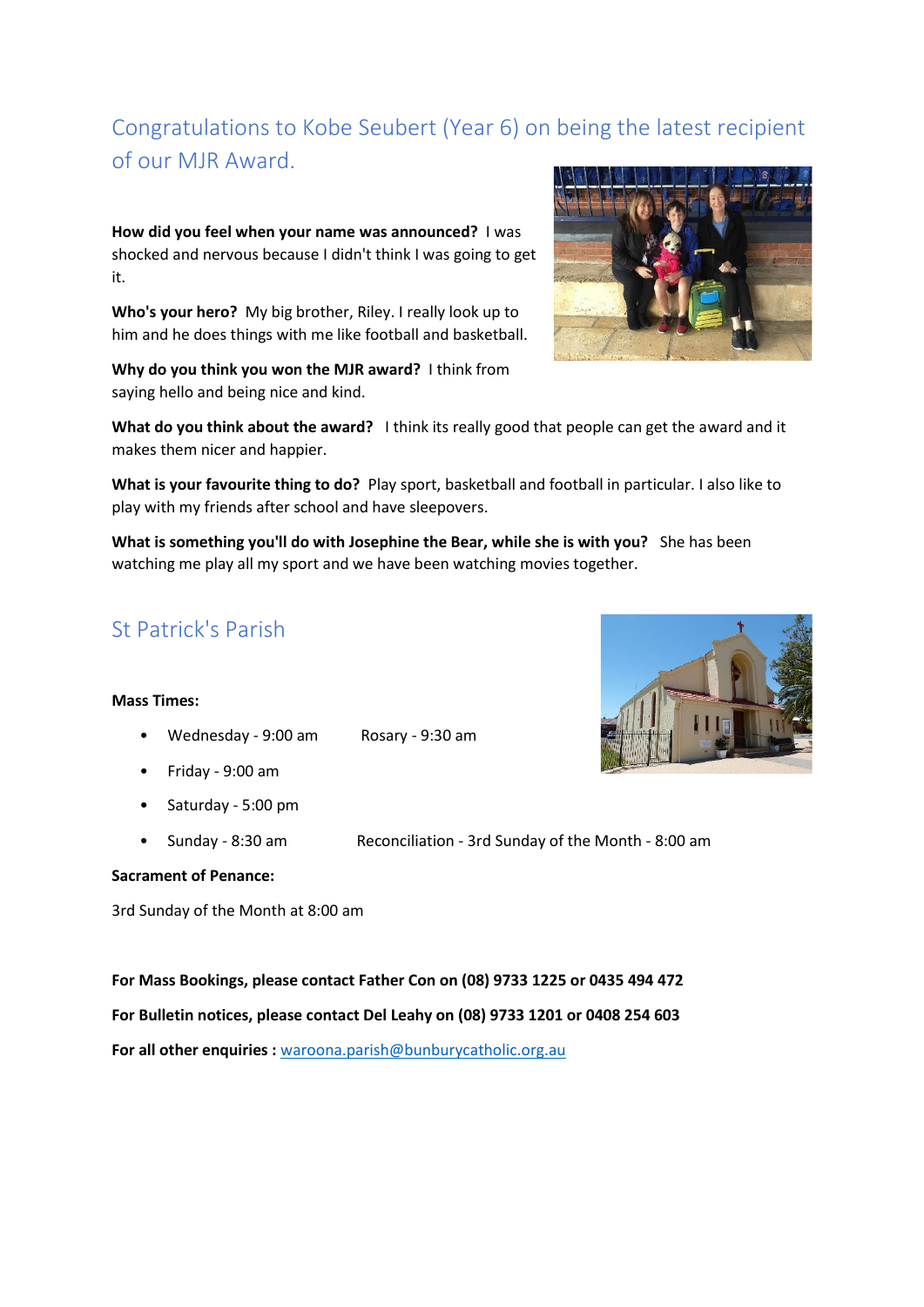## Congratulations to Kobe Seubert (Year 6) on being the latest recipient of our MJR Award.

**How did you feel when your name was announced?** I was shocked and nervous because I didn't think I was going to get it.

**Who's your hero?** My big brother, Riley. I really look up to him and he does things with me like football and basketball.

**Why do you think you won the MJR award?** I think from saying hello and being nice and kind.

**What do you think about the award?** I think its really good that people can get the award and it makes them nicer and happier.

**What is your favourite thing to do?** Play sport, basketball and football in particular. I also like to play with my friends after school and have sleepovers.

**What is something you'll do with Josephine the Bear, while she is with you?** She has been watching me play all my sport and we have been watching movies together.

## St Patrick's Parish

**Mass Times:**

- Wednesday - 9:00 am    Rosary - 9:30 am
- Friday - 9:00 am
- Saturday - 5:00 pm
- Sunday - 8:30 am    Reconciliation - 3rd Sunday of the Month - 8:00 am

**Sacrament of Penance:**

3rd Sunday of the Month at 8:00 am

**For Mass Bookings, please contact Father Con on (08) 9733 1225 or 0435 494 472**

**For Bulletin notices, please contact Del Leahy on (08) 9733 1201 or 0408 254 603**

**For all other enquiries :** waroona.parish@bunburycatholic.org.au